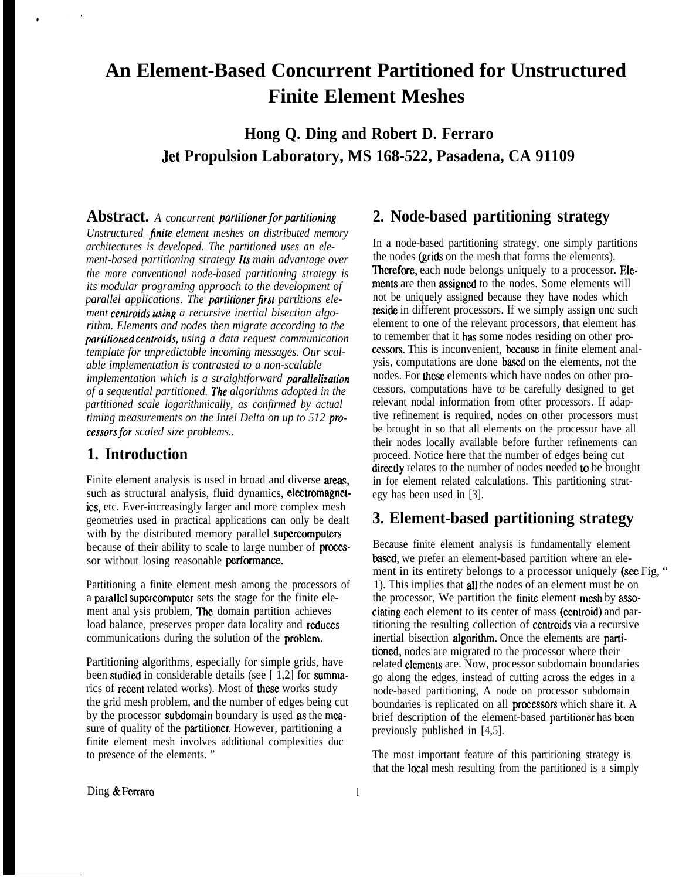# An Element-Based Concurrent Partitioned for Unstructured Finite Element Meshes

## Hong Q. Ding and Robert D. Ferraro

## Jet Propulsion Laboratory, MS 168-522, Pasadena, CA 91109

**Abstract.** *A concurrent partitioner for partitioning Unstructured finite element meshes on distributed memory architectures is developed. The partitioned uses an element-based partitioning strategy Its main advantage over the more conventional node-based partitioning strategy is its modular programing approach to the development of parallel applications. The partitioner first partitions element centroids using a recursive inertial bisection algorithm. Elements and nodes then migrate according to the partitioned centroids, using a data request communication template for unpredictable incoming messages. Our scalable implementation is contrasted to a non-scalable implementation which is a straightforward parallelization of a sequential partitioned. The algorithms adopted in the partitioned scale logarithmically, as confirmed by actual timing measurements on the Intel Delta on up to 512 processors for scaled size problems..*

## 1. Introduction

Finite element analysis is used in broad and diverse areas, such as structural analysis, fluid dynamics, electromagnetics, etc. Ever-increasingly larger and more complex mesh geometries used in practical applications can only be dealt with by the distributed memory parallel supercomputers because of their ability to scale to large number of processor without losing reasonable performance.

Partitioning a finite element mesh among the processors of a parallel supercomputer sets the stage for the finite element anal ysis problem, The domain partition achieves load balance, preserves proper data locality and reduces communications during the solution of the problem.

Partitioning algorithms, especially for simple grids, have been studied in considerable details (see [ 1,2] for summarics of recent related works). Most of these works study the grid mesh problem, and the number of edges being cut by the processor subdomain boundary is used as the measure of quality of the partitioner. However, partitioning a finite element mesh involves additional complexities duc to presence of the elements. "

## 2. Node-based partitioning strategy

In a node-based partitioning strategy, one simply partitions the nodes (grids on the mesh that forms the elements). Therefore, each node belongs uniquely to a processor. Elements are then assigned to the nodes. Some elements will not be uniquely assigned because they have nodes which reside in different processors. If we simply assign onc such element to one of the relevant processors, that element has to remember that it has some nodes residing on other processors. This is inconvenient, because in finite element analysis, computations are done based on the elements, not the nodes. For these elements which have nodes on other processors, computations have to be carefully designed to get relevant nodal information from other processors. If adaptive refinement is required, nodes on other processors must be brought in so that all elements on the processor have all their nodes locally available before further refinements can proceed. Notice here that the number of edges being cut directly relates to the number of nodes needed to be brought in for element related calculations. This partitioning strategy has been used in [3].

## 3. Element-based partitioning strategy

Because finite element analysis is fundamentally element based, we prefer an element-based partition where an element in its entirety belongs to a processor uniquely (see Fig, " 1). This implies that all the nodes of an element must be on the processor, We partition the finite element mesh by associating each element to its center of mass (centroid) and partitioning the resulting collection of centroids via a recursive inertial bisection algorithm. Once the elements are partitioned, nodes are migrated to the processor where their related elements are. Now, processor subdomain boundaries go along the edges, instead of cutting across the edges in a node-based partitioning, A node on processor subdomain boundaries is replicated on all processors which share it. A brief description of the element-based partitioner has been previously published in [4,5].

The most important feature of this partitioning strategy is that the local mesh resulting from the partitioned is a simply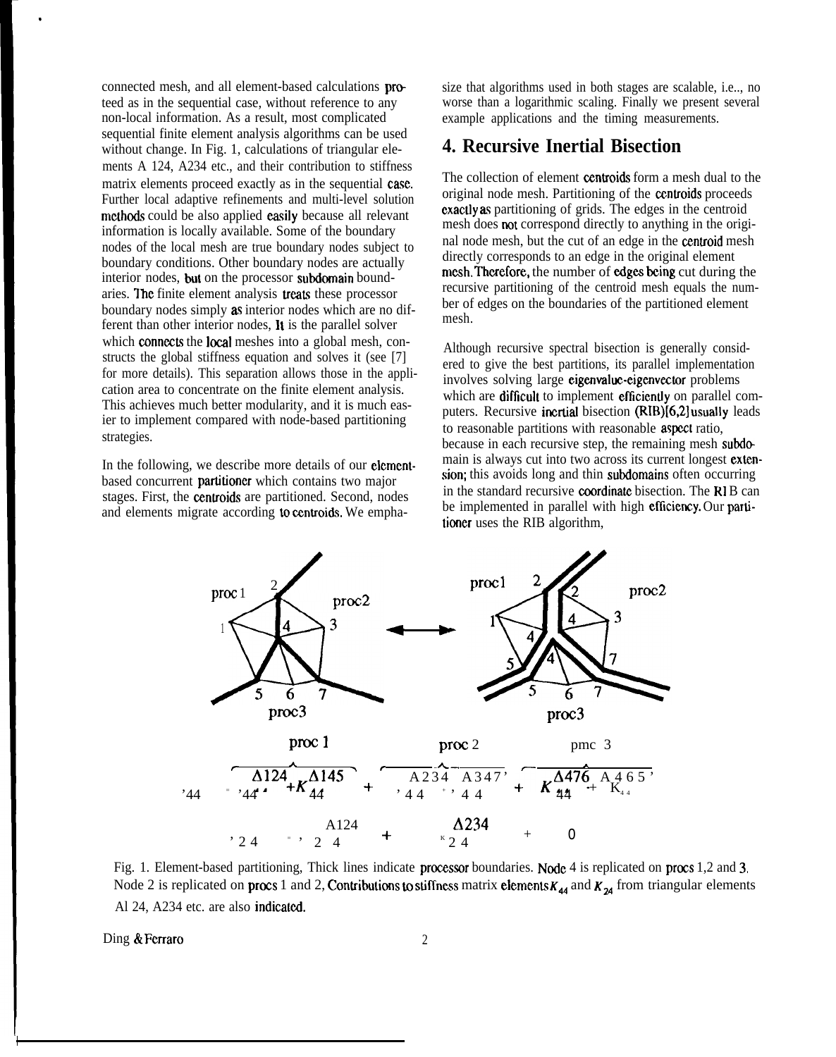connected mesh, and all element-based calculations proceed as in the sequential case, without reference to any non-local information. As a result, most complicated sequential finite element analysis algorithms can be used without change. In Fig. 1, calculations of triangular elements A 124, A234 etc., and their contribution to stiffness matrix elements proceed exactly as in the sequential case. Further local adaptive refinements and multi-level solution methods could be also applied easily because all relevant information is locally available. Some of the boundary nodes of the local mesh are true boundary nodes subject to boundary conditions. Other boundary nodes are actually interior nodes, but on the processor subdomain boundaries. The finite element analysis treats these processor boundary nodes simply as interior nodes which are no different than other interior nodes, It is the parallel solver which connects the local meshes into a global mesh, constructs the global stiffness equation and solves it (see [7] for more details). This separation allows those in the application area to concentrate on the finite element analysis. This achieves much better modularity, and it is much easier to implement compared with node-based partitioning strategies.

In the following, we describe more details of our element-based concurrent partitioner which contains two major stages. First, the centroids are partitioned. Second, nodes and elements migrate according to centroids. We emphasize that algorithms used in both stages are scalable, i.e.., no worse than a logarithmic scaling. Finally we present several example applications and the timing measurements.

# 4. Recursive Inertial Bisection

The collection of element centroids form a mesh dual to the original node mesh. Partitioning of the centroids proceeds exactly as partitioning of grids. The edges in the centroid mesh does not correspond directly to anything in the original node mesh, but the cut of an edge in the centroid mesh directly corresponds to an edge in the original element mesh. Therefore, the number of edges being cut during the recursive partitioning of the centroid mesh equals the number of edges on the boundaries of the partitioned element mesh.

Although recursive spectral bisection is generally considered to give the best partitions, its parallel implementation involves solving large eigenvalue-eigenvector problems which are difficult to implement efficiently on parallel computers. Recursive inertial bisection (RIB)[6,2] usually leads to reasonable partitions with reasonable aspect ratio, because in each recursive step, the remaining mesh subdomain is always cut into two across its current longest extension; this avoids long and thin subdomains often occurring in the standard recursive coordinate bisection. The RIB can be implemented in parallel with high efficiency. Our partitioner uses the RIB algorithm,

$$K_{44} = \underbrace{K_{44}^{\Delta 124} + K_{44}^{\Delta 145}}_{\text{proc 1}} + \underbrace{K_{44}^{\Delta 234} + K_{44}^{\Delta 347}}_{\text{proc 2}} + \underbrace{K_{44}^{\Delta 476} + K_{44}^{\Delta 465}}_{\text{proc 3}}$$

$$K_{24} = K_{24}^{\Delta 124} + K_{24}^{\Delta 234} + 0$$

Fig. 1. Element-based partitioning, Thick lines indicate processor boundaries. Node 4 is replicated on procs 1,2 and 3, Node 2 is replicated on procs 1 and 2, Contributions to stiffness matrix elements $K_{44}$ and $K_{24}$ from triangular elements Al 24, A234 etc. are also indicated.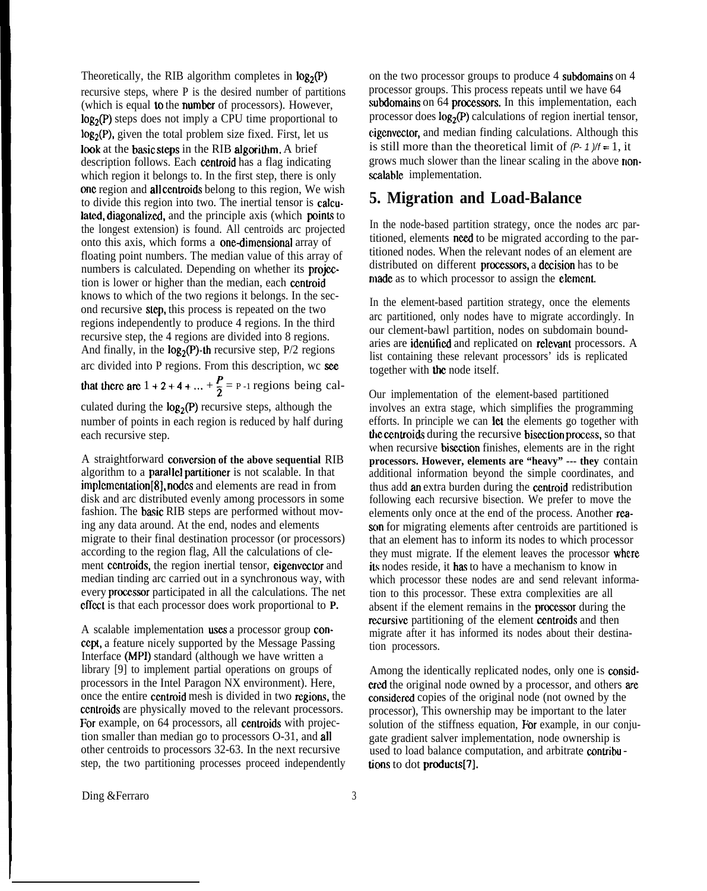Theoretically, the RIB algorithm completes in $\log_2(P)$ recursive steps, where P is the desired number of partitions (which is equal to the number of processors). However, $\log_2(P)$ steps does not imply a CPU time proportional to $\log_2(P)$, given the total problem size fixed. First, let us look at the basic steps in the RIB algorithm. A brief description follows. Each centroid has a flag indicating which region it belongs to. In the first step, there is only one region and all centroids belong to this region, We wish to divide this region into two. The inertial tensor is calculated, diagonalized, and the principle axis (which points to the longest extension) is found. All centroids arc projected onto this axis, which forms a one-dimensional array of floating point numbers. The median value of this array of numbers is calculated. Depending on whether its projection is lower or higher than the median, each centroid knows to which of the two regions it belongs. In the second recursive step, this process is repeated on the two regions independently to produce 4 regions. In the third recursive step, the 4 regions are divided into 8 regions. And finally, in the $\log_2(P)$-th recursive step, P/2 regions arc divided into P regions. From this description, wc see that there are $1 + 2 + 4 + \ldots + \frac{P}{2} = P - 1$ regions being calculated during the $\log_2(P)$ recursive steps, although the number of points in each region is reduced by half during each recursive step.

A straightforward conversion of the above sequential RIB algorithm to a parallel partitioner is not scalable. In that implementation[8], nodes and elements are read in from disk and arc distributed evenly among processors in some fashion. The basic RIB steps are performed without moving any data around. At the end, nodes and elements migrate to their final destination processor (or processors) according to the region flag, All the calculations of clement centroids, the region inertial tensor, eigenvector and median tinding arc carried out in a synchronous way, with every processor participated in all the calculations. The net effect is that each processor does work proportional to **P.**

A scalable implementation uses a processor group concept, a feature nicely supported by the Message Passing Interface (MPI) standard (although we have written a library [9] to implement partial operations on groups of processors in the Intel Paragon NX environment). Here, once the entire centroid mesh is divided in two regions, the centroids are physically moved to the relevant processors. For example, on 64 processors, all centroids with projection smaller than median go to processors O-31, and all other centroids to processors 32-63. In the next recursive step, the two partitioning processes proceed independently on the two processor groups to produce 4 subdomains on 4 processor groups. This process repeats until we have 64 subdomains on 64 processors. In this implementation, each processor does $\log_2(P)$ calculations of region inertial tensor, eigenvector, and median finding calculations. Although this is still more than the theoretical limit of $(P-1)/f = 1$, it grows much slower than the linear scaling in the above non-scalable implementation.

## 5. Migration and Load-Balance

In the node-based partition strategy, once the nodes arc partitioned, elements need to be migrated according to the partitioned nodes. When the relevant nodes of an element are distributed on different processors, a decision has to be made as to which processor to assign the element.

In the element-based partition strategy, once the elements arc partitioned, only nodes have to migrate accordingly. In our clement-bawl partition, nodes on subdomain boundaries are identified and replicated on relevant processors. A list containing these relevant processors' ids is replicated together with the node itself.

Our implementation of the element-based partitioned involves an extra stage, which simplifies the programming efforts. In principle we can let the elements go together with the centroids during the recursive bisection process, so that when recursive bisection finishes, elements are in the right processors. **However, elements are "heavy" --- they** contain additional information beyond the simple coordinates, and thus add an extra burden during the centroid redistribution following each recursive bisection. We prefer to move the elements only once at the end of the process. Another reason for migrating elements after centroids are partitioned is that an element has to inform its nodes to which processor they must migrate. If the element leaves the processor where its nodes reside, it has to have a mechanism to know in which processor these nodes are and send relevant information to this processor. These extra complexities are all absent if the element remains in the processor during the recursive partitioning of the element centroids and then migrate after it has informed its nodes about their destination processors.

Among the identically replicated nodes, only one is considered the original node owned by a processor, and others are considered copies of the original node (not owned by the processor), This ownership may be important to the later solution of the stiffness equation, For example, in our conjugate gradient salver implementation, node ownership is used to load balance computation, and arbitrate contributions to dot products[7].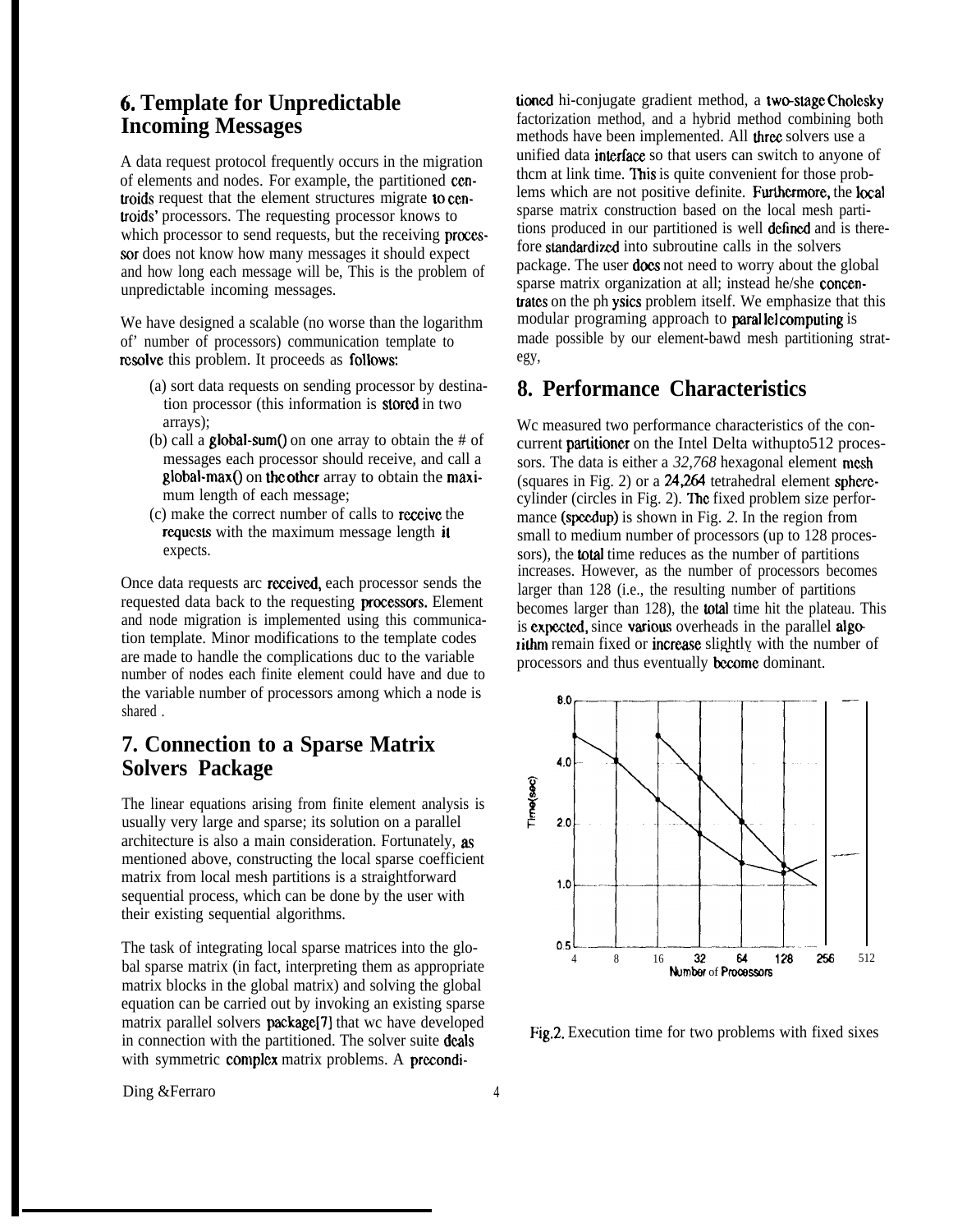## 6. Template for Unpredictable Incoming Messages

A data request protocol frequently occurs in the migration of elements and nodes. For example, the partitioned centroids request that the element structures migrate to centroids' processors. The requesting processor knows to which processor to send requests, but the receiving processor does not know how many messages it should expect and how long each message will be, This is the problem of unpredictable incoming messages.

We have designed a scalable (no worse than the logarithm of' number of processors) communication template to resolve this problem. It proceeds as follows:

(a) sort data requests on sending processor by destination processor (this information is stored in two arrays);
(b) call a global-sum() on one array to obtain the # of messages each processor should receive, and call a global-max() on the other array to obtain the maximum length of each message;
(c) make the correct number of calls to receive the requests with the maximum message length it expects.

Once data requests arc received, each processor sends the requested data back to the requesting processors. Element and node migration is implemented using this communication template. Minor modifications to the template codes are made to handle the complications duc to the variable number of nodes each finite element could have and due to the variable number of processors among which a node is shared .

## 7. Connection to a Sparse Matrix Solvers Package

The linear equations arising from finite element analysis is usually very large and sparse; its solution on a parallel architecture is also a main consideration. Fortunately, as mentioned above, constructing the local sparse coefficient matrix from local mesh partitions is a straightforward sequential process, which can be done by the user with their existing sequential algorithms.

The task of integrating local sparse matrices into the global sparse matrix (in fact, interpreting them as appropriate matrix blocks in the global matrix) and solving the global equation can be carried out by invoking an existing sparse matrix parallel solvers package[7] that wc have developed in connection with the partitioned. The solver suite deals with symmetric complex matrix problems. A preconditioned hi-conjugate gradient method, a two-stage Cholesky factorization method, and a hybrid method combining both methods have been implemented. All three solvers use a unified data interface so that users can switch to anyone of thcm at link time. This is quite convenient for those problems which are not positive definite. Furthermore, the local sparse matrix construction based on the local mesh partitions produced in our partitioned is well defined and is therefore standardized into subroutine calls in the solvers package. The user does not need to worry about the global sparse matrix organization at all; instead he/she concentrates on the ph ysics problem itself. We emphasize that this modular programing approach to paral lel computing is made possible by our element-bawd mesh partitioning strategy,

## 8. Performance Characteristics

Wc measured two performance characteristics of the concurrent partitioner on the Intel Delta withupto512 processors. The data is either a *32,768* hexagonal element mesh (squares in Fig. 2) or a 24,264 tetrahedral element sphere-cylinder (circles in Fig. 2). The fixed problem size performance (speedup) is shown in Fig. *2.* In the region from small to medium number of processors (up to 128 processors), the total time reduces as the number of partitions increases. However, as the number of processors becomes larger than 128 (i.e., the resulting number of partitions becomes larger than 128), the total time hit the plateau. This is expected, since various overheads in the parallel algorithm remain fixed or increase slightly with the number of processors and thus eventually become dominant.

Fig.2. Execution time for two problems with fixed sixes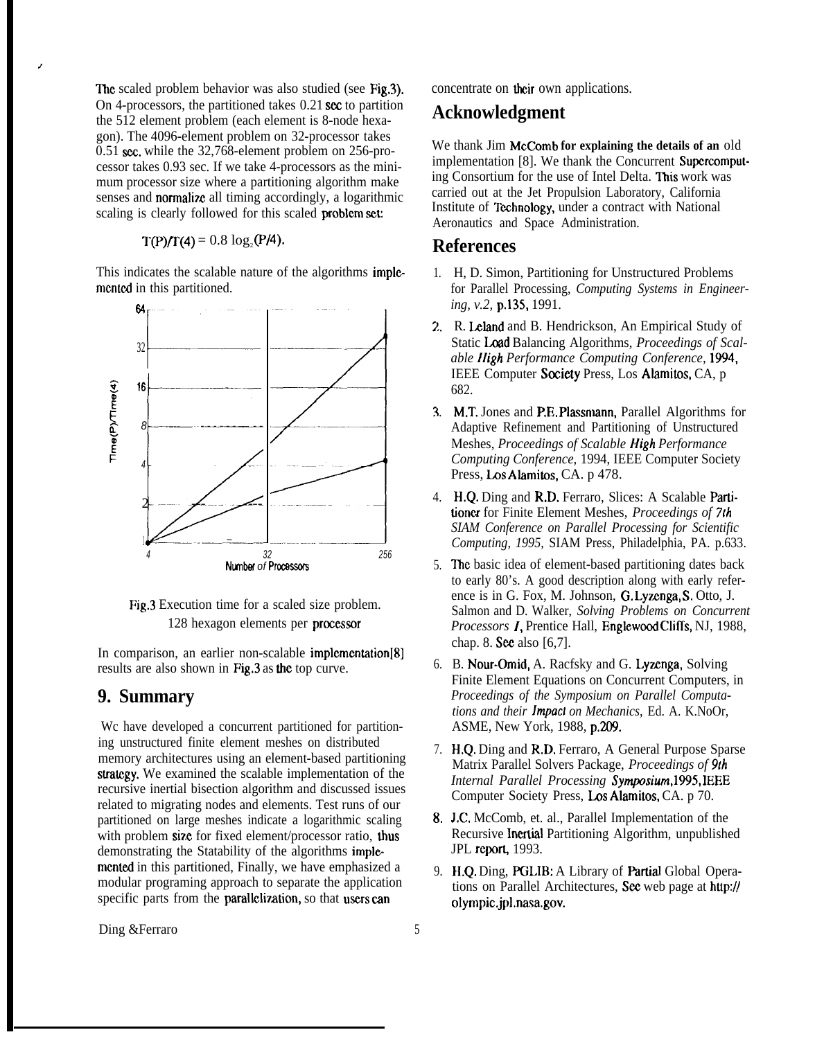The scaled problem behavior was also studied (see Fig.3). On 4-processors, the partitioned takes 0.21 sec to partition the 512 element problem (each element is 8-node hexagon). The 4096-element problem on 32-processor takes 0.51 sec. while the 32,768-element problem on 256-processor takes 0.93 sec. If we take 4-processors as the minimum processor size where a partitioning algorithm make senses and normalize all timing accordingly, a logarithmic scaling is clearly followed for this scaled problem set:

$$T(P)/T(4) = 0.8 \log_2(P/4).$$

This indicates the scalable nature of the algorithms implemented in this partitioned.

Time(P)/Time(4)

64
32
16
8
4
2
1

4
32
256

Number of Processors

Fig.3 Execution time for a scaled size problem. 128 hexagon elements per processor

In comparison, an earlier non-scalable implementation[8] results are also shown in Fig.3 as the top curve.

## 9. Summary

We have developed a concurrent partitioned for partitioning unstructured finite element meshes on distributed memory architectures using an element-based partitioning strategy. We examined the scalable implementation of the recursive inertial bisection algorithm and discussed issues related to migrating nodes and elements. Test runs of our partitioned on large meshes indicate a logarithmic scaling with problem size for fixed element/processor ratio, thus demonstrating the Statability of the algorithms implemented in this partitioned, Finally, we have emphasized a modular programing approach to separate the application specific parts from the parallelization, so that users can concentrate on their own applications.

## Acknowledgment

We thank Jim McComb for explaining the details of an old implementation [8]. We thank the Concurrent Supercomputing Consortium for the use of Intel Delta. This work was carried out at the Jet Propulsion Laboratory, California Institute of Technology, under a contract with National Aeronautics and Space Administration.

## References

1. H, D. Simon, Partitioning for Unstructured Problems for Parallel Processing, *Computing Systems in Engineering, v.2,* p.135, 1991.
2. R. Leland and B. Hendrickson, An Empirical Study of Static Load Balancing Algorithms, *Proceedings of Scalable High Performance Computing Conference,* 1994, IEEE Computer Society Press, Los Alamitos, CA, p 682.
3. M.T. Jones and P.E. Plassmann, Parallel Algorithms for Adaptive Refinement and Partitioning of Unstructured Meshes, *Proceedings of Scalable High Performance Computing Conference,* 1994, IEEE Computer Society Press, Los Alamitos, CA. p 478.
4. H.Q. Ding and R.D. Ferraro, Slices: A Scalable Partitioner for Finite Element Meshes, *Proceedings of 7th SIAM Conference on Parallel Processing for Scientific Computing, 1995,* SIAM Press, Philadelphia, PA. p.633.
5. The basic idea of element-based partitioning dates back to early 80's. A good description along with early reference is in G. Fox, M. Johnson, G. Lyzenga, S. Otto, J. Salmon and D. Walker, *Solving Problems on Concurrent Processors I,* Prentice Hall, Englewood Cliffs, NJ, 1988, chap. 8. See also [6,7].
6. B. Nour-Omid, A. Racfsky and G. Lyzenga, Solving Finite Element Equations on Concurrent Computers, in *Proceedings of the Symposium on Parallel Computations and their Impact on Mechanics,* Ed. A. K.NoOr, ASME, New York, 1988, p.209.
7. H.Q. Ding and R.D. Ferraro, A General Purpose Sparse Matrix Parallel Solvers Package, *Proceedings of 9th Internal Parallel Processing Symposium,*1995, IEEE Computer Society Press, Los Alamitos, CA. p 70.
8. J.C. McComb, et. al., Parallel Implementation of the Recursive Inertial Partitioning Algorithm, unpublished JPL report, 1993.
9. H.Q. Ding, PGLIB: A Library of Partial Global Operations on Parallel Architectures, See web page at http://olympic.jpl.nasa.gov.